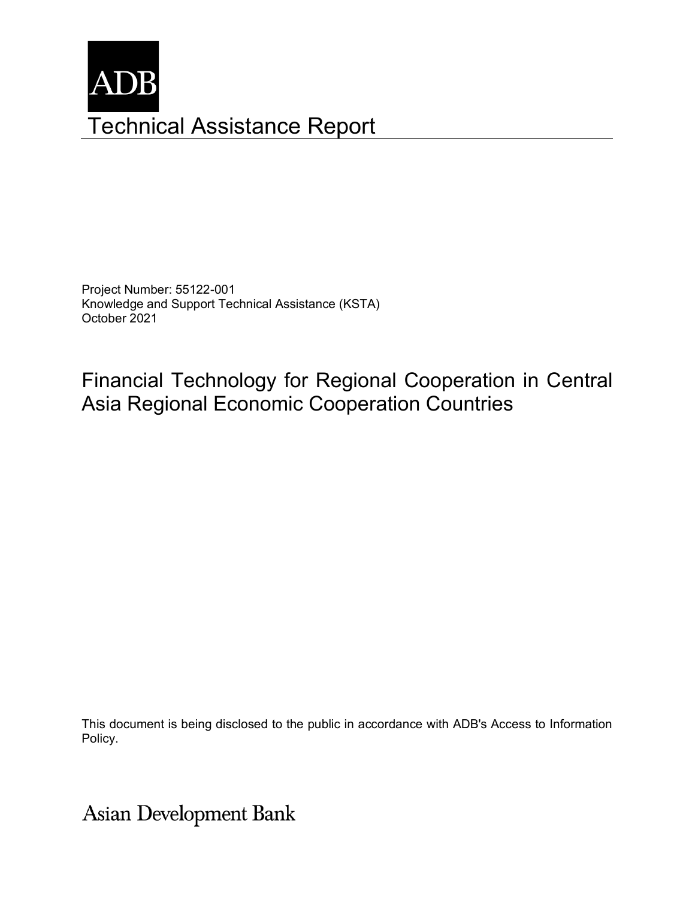ADB

# Technical Assistance Report

Project Number: 55122-001
Knowledge and Support Technical Assistance (KSTA)
October 2021

## Financial Technology for Regional Cooperation in Central Asia Regional Economic Cooperation Countries

This document is being disclosed to the public in accordance with ADB's Access to Information Policy.

Asian Development Bank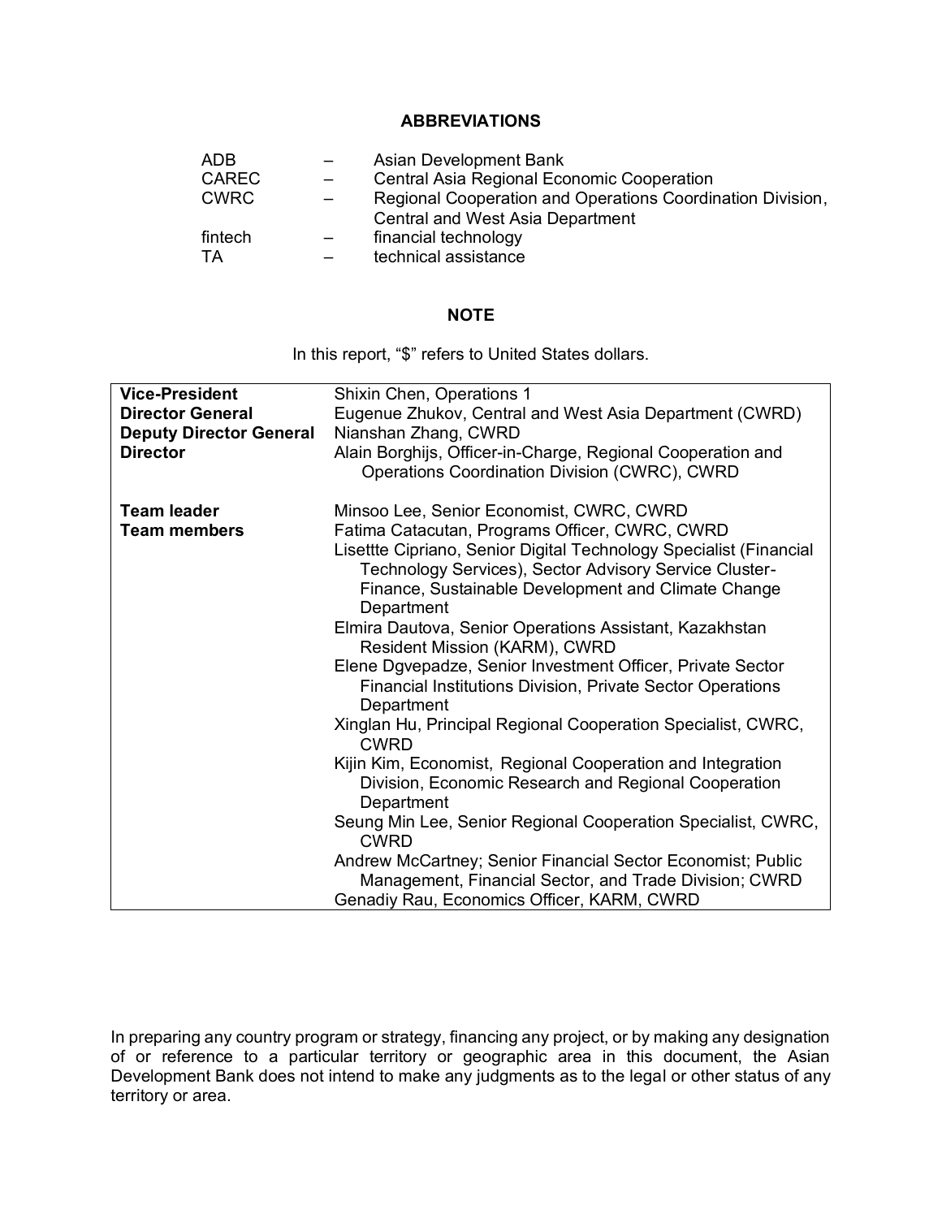## ABBREVIATIONS

| | | |
|---|---|---|
| ADB | – | Asian Development Bank |
| CAREC | – | Central Asia Regional Economic Cooperation |
| CWRC | – | Regional Cooperation and Operations Coordination Division, Central and West Asia Department |
| fintech | – | financial technology |
| TA | – | technical assistance |

## NOTE

In this report, "$" refers to United States dollars.

| | |
|---|---|
| **Vice-President** | Shixin Chen, Operations 1 |
| **Director General** | Eugenue Zhukov, Central and West Asia Department (CWRD) |
| **Deputy Director General** | Nianshan Zhang, CWRD |
| **Director** | Alain Borghijs, Officer-in-Charge, Regional Cooperation and Operations Coordination Division (CWRC), CWRD |
| | |
| **Team leader** | Minsoo Lee, Senior Economist, CWRC, CWRD |
| **Team members** | Fatima Catacutan, Programs Officer, CWRC, CWRD |
| | Lisettte Cipriano, Senior Digital Technology Specialist (Financial Technology Services), Sector Advisory Service Cluster-Finance, Sustainable Development and Climate Change Department |
| | Elmira Dautova, Senior Operations Assistant, Kazakhstan Resident Mission (KARM), CWRD |
| | Elene Dgvepadze, Senior Investment Officer, Private Sector Financial Institutions Division, Private Sector Operations Department |
| | Xinglan Hu, Principal Regional Cooperation Specialist, CWRC, CWRD |
| | Kijin Kim, Economist, Regional Cooperation and Integration Division, Economic Research and Regional Cooperation Department |
| | Seung Min Lee, Senior Regional Cooperation Specialist, CWRC, CWRD |
| | Andrew McCartney; Senior Financial Sector Economist; Public Management, Financial Sector, and Trade Division; CWRD |
| | Genadiy Rau, Economics Officer, KARM, CWRD |

In preparing any country program or strategy, financing any project, or by making any designation of or reference to a particular territory or geographic area in this document, the Asian Development Bank does not intend to make any judgments as to the legal or other status of any territory or area.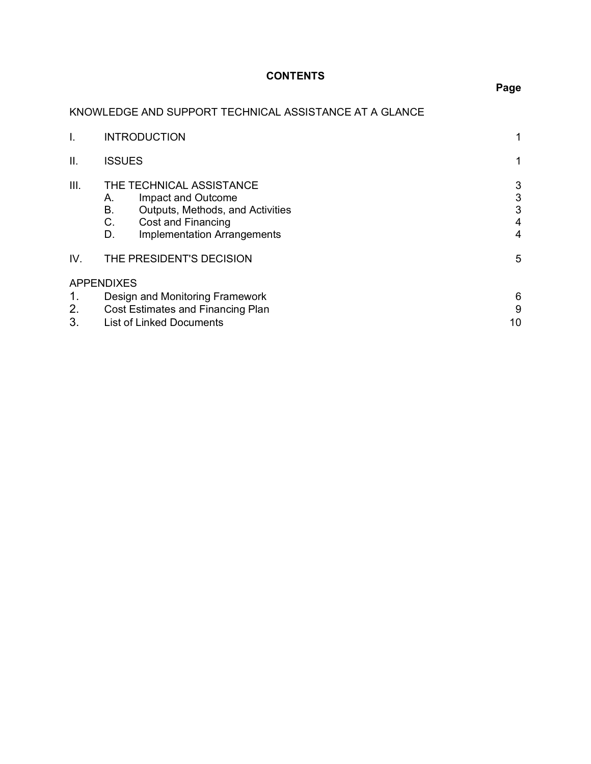# CONTENTS

| | | Page |
|---|---|---|
| KNOWLEDGE AND SUPPORT TECHNICAL ASSISTANCE AT A GLANCE | | |
| I. | INTRODUCTION | 1 |
| II. | ISSUES | 1 |
| III. | THE TECHNICAL ASSISTANCE | 3 |
| | A. Impact and Outcome | 3 |
| | B. Outputs, Methods, and Activities | 3 |
| | C. Cost and Financing | 4 |
| | D. Implementation Arrangements | 4 |
| IV. | THE PRESIDENT'S DECISION | 5 |
| APPENDIXES | | |
| 1. | Design and Monitoring Framework | 6 |
| 2. | Cost Estimates and Financing Plan | 9 |
| 3. | List of Linked Documents | 10 |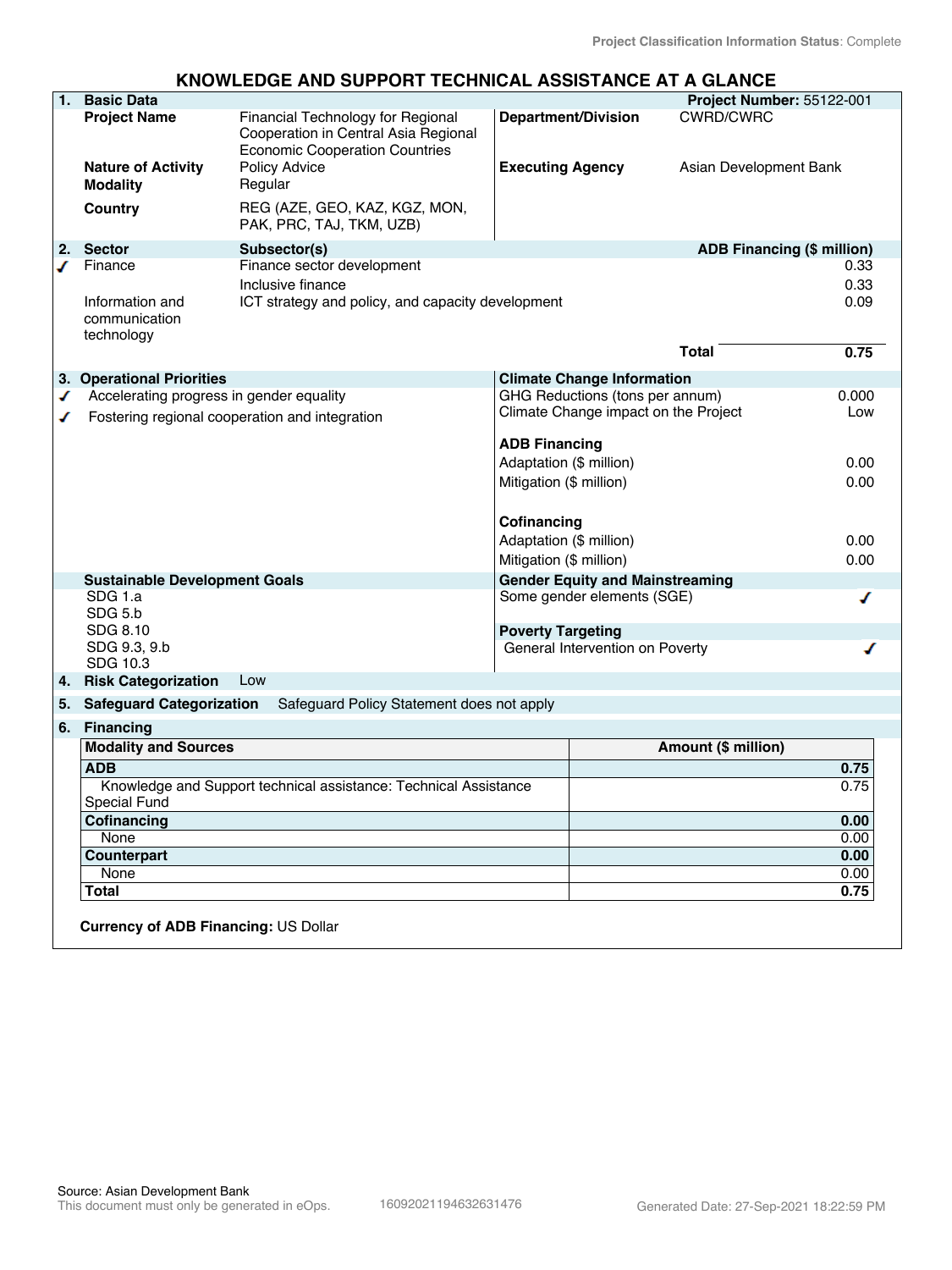Project Classification Information Status: Complete

# KNOWLEDGE AND SUPPORT TECHNICAL ASSISTANCE AT A GLANCE

| **1. Basic Data** | | | **Project Number:** 55122-001 |
|---|---|---|---|
| **Project Name** | Financial Technology for Regional Cooperation in Central Asia Regional Economic Cooperation Countries | **Department/Division** | CWRD/CWRC |
| **Nature of Activity** | Policy Advice | **Executing Agency** | Asian Development Bank |
| **Modality** | Regular | | |
| **Country** | REG (AZE, GEO, KAZ, KGZ, MON, PAK, PRC, TAJ, TKM, UZB) | | |

| **2. Sector** | **Subsector(s)** | **ADB Financing ($ million)** |
|---|---|---|
| ✓ Finance | Finance sector development | 0.33 |
| | Inclusive finance | 0.33 |
| Information and communication technology | ICT strategy and policy, and capacity development | 0.09 |
| | **Total** | **0.75** |

| **3. Operational Priorities** | **Climate Change Information** | |
|---|---|---|
| ✓ Accelerating progress in gender equality | GHG Reductions (tons per annum) | 0.000 |
| ✓ Fostering regional cooperation and integration | Climate Change impact on the Project | Low |
| | **ADB Financing** | |
| | Adaptation ($ million) | 0.00 |
| | Mitigation ($ million) | 0.00 |
| | **Cofinancing** | |
| | Adaptation ($ million) | 0.00 |
| | Mitigation ($ million) | 0.00 |
| **Sustainable Development Goals** | **Gender Equity and Mainstreaming** | |
| SDG 1.a | Some gender elements (SGE) | ✓ |
| SDG 5.b | | |
| SDG 8.10 | **Poverty Targeting** | |
| SDG 9.3, 9.b | General Intervention on Poverty | ✓ |
| SDG 10.3 | | |

**4. Risk Categorization** Low

**5. Safeguard Categorization** Safeguard Policy Statement does not apply

**6. Financing**

| Modality and Sources | Amount ($ million) |
|---|---|
| **ADB** | **0.75** |
| Knowledge and Support technical assistance: Technical Assistance Special Fund | 0.75 |
| **Cofinancing** | **0.00** |
| None | 0.00 |
| **Counterpart** | **0.00** |
| None | 0.00 |
| **Total** | **0.75** |

**Currency of ADB Financing:** US Dollar

Source: Asian Development Bank
This document must only be generated in eOps. 16092021194632631476 Generated Date: 27-Sep-2021 18:22:59 PM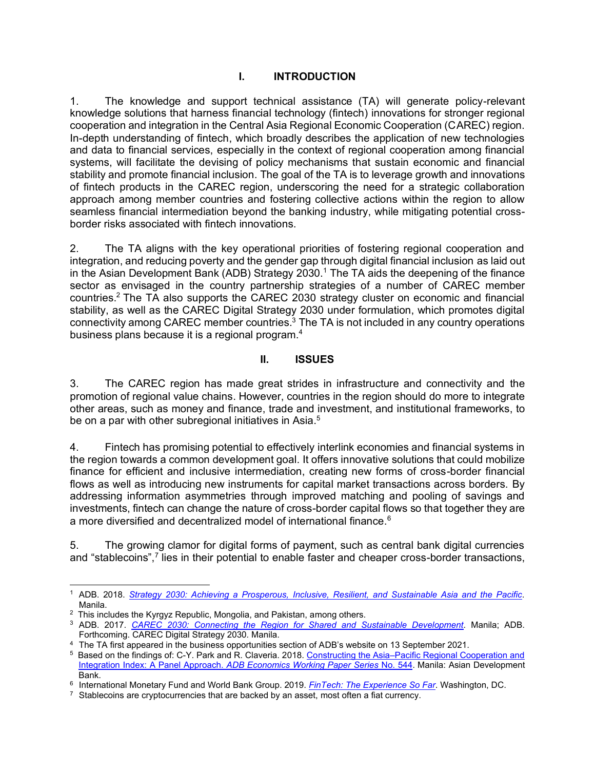# I. INTRODUCTION

1. The knowledge and support technical assistance (TA) will generate policy-relevant knowledge solutions that harness financial technology (fintech) innovations for stronger regional cooperation and integration in the Central Asia Regional Economic Cooperation (CAREC) region. In-depth understanding of fintech, which broadly describes the application of new technologies and data to financial services, especially in the context of regional cooperation among financial systems, will facilitate the devising of policy mechanisms that sustain economic and financial stability and promote financial inclusion. The goal of the TA is to leverage growth and innovations of fintech products in the CAREC region, underscoring the need for a strategic collaboration approach among member countries and fostering collective actions within the region to allow seamless financial intermediation beyond the banking industry, while mitigating potential cross-border risks associated with fintech innovations.

2. The TA aligns with the key operational priorities of fostering regional cooperation and integration, and reducing poverty and the gender gap through digital financial inclusion as laid out in the Asian Development Bank (ADB) Strategy 2030.[1] The TA aids the deepening of the finance sector as envisaged in the country partnership strategies of a number of CAREC member countries.[2] The TA also supports the CAREC 2030 strategy cluster on economic and financial stability, as well as the CAREC Digital Strategy 2030 under formulation, which promotes digital connectivity among CAREC member countries.[3] The TA is not included in any country operations business plans because it is a regional program.[4]

# II. ISSUES

3. The CAREC region has made great strides in infrastructure and connectivity and the promotion of regional value chains. However, countries in the region should do more to integrate other areas, such as money and finance, trade and investment, and institutional frameworks, to be on a par with other subregional initiatives in Asia.[5]

4. Fintech has promising potential to effectively interlink economies and financial systems in the region towards a common development goal. It offers innovative solutions that could mobilize finance for efficient and inclusive intermediation, creating new forms of cross-border financial flows as well as introducing new instruments for capital market transactions across borders. By addressing information asymmetries through improved matching and pooling of savings and investments, fintech can change the nature of cross-border capital flows so that together they are a more diversified and decentralized model of international finance.[6]

5. The growing clamor for digital forms of payment, such as central bank digital currencies and "stablecoins",[7] lies in their potential to enable faster and cheaper cross-border transactions,

---

[1] ADB. 2018. *Strategy 2030: Achieving a Prosperous, Inclusive, Resilient, and Sustainable Asia and the Pacific*. Manila.

[2] This includes the Kyrgyz Republic, Mongolia, and Pakistan, among others.

[3] ADB. 2017. *CAREC 2030: Connecting the Region for Shared and Sustainable Development*. Manila; ADB. Forthcoming. CAREC Digital Strategy 2030. Manila.

[4] The TA first appeared in the business opportunities section of ADB's website on 13 September 2021.

[5] Based on the findings of: C-Y. Park and R. Claveria. 2018. Constructing the Asia–Pacific Regional Cooperation and Integration Index: A Panel Approach. *ADB Economics Working Paper Series* No. 544. Manila: Asian Development Bank.

[6] International Monetary Fund and World Bank Group. 2019. *FinTech: The Experience So Far*. Washington, DC.

[7] Stablecoins are cryptocurrencies that are backed by an asset, most often a fiat currency.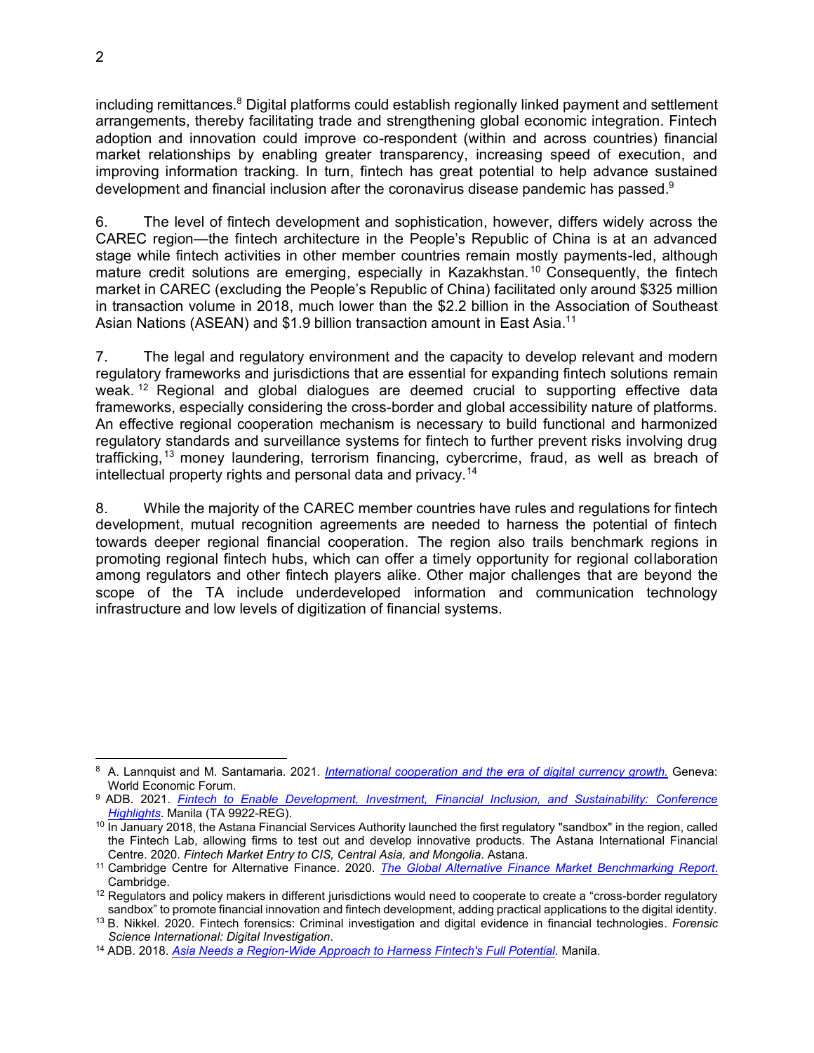including remittances.[8] Digital platforms could establish regionally linked payment and settlement arrangements, thereby facilitating trade and strengthening global economic integration. Fintech adoption and innovation could improve co-respondent (within and across countries) financial market relationships by enabling greater transparency, increasing speed of execution, and improving information tracking. In turn, fintech has great potential to help advance sustained development and financial inclusion after the coronavirus disease pandemic has passed.[9]

6. The level of fintech development and sophistication, however, differs widely across the CAREC region—the fintech architecture in the People's Republic of China is at an advanced stage while fintech activities in other member countries remain mostly payments-led, although mature credit solutions are emerging, especially in Kazakhstan.[10] Consequently, the fintech market in CAREC (excluding the People's Republic of China) facilitated only around $325 million in transaction volume in 2018, much lower than the $2.2 billion in the Association of Southeast Asian Nations (ASEAN) and $1.9 billion transaction amount in East Asia.[11]

7. The legal and regulatory environment and the capacity to develop relevant and modern regulatory frameworks and jurisdictions that are essential for expanding fintech solutions remain weak.[12] Regional and global dialogues are deemed crucial to supporting effective data frameworks, especially considering the cross-border and global accessibility nature of platforms. An effective regional cooperation mechanism is necessary to build functional and harmonized regulatory standards and surveillance systems for fintech to further prevent risks involving drug trafficking,[13] money laundering, terrorism financing, cybercrime, fraud, as well as breach of intellectual property rights and personal data and privacy.[14]

8. While the majority of the CAREC member countries have rules and regulations for fintech development, mutual recognition agreements are needed to harness the potential of fintech towards deeper regional financial cooperation. The region also trails benchmark regions in promoting regional fintech hubs, which can offer a timely opportunity for regional collaboration among regulators and other fintech players alike. Other major challenges that are beyond the scope of the TA include underdeveloped information and communication technology infrastructure and low levels of digitization of financial systems.

---

[8] A. Lannquist and M. Santamaria. 2021. *International cooperation and the era of digital currency growth.* Geneva: World Economic Forum.

[9] ADB. 2021. *Fintech to Enable Development, Investment, Financial Inclusion, and Sustainability: Conference Highlights*. Manila (TA 9922-REG).

[10] In January 2018, the Astana Financial Services Authority launched the first regulatory "sandbox" in the region, called the Fintech Lab, allowing firms to test out and develop innovative products. The Astana International Financial Centre. 2020. *Fintech Market Entry to CIS, Central Asia, and Mongolia*. Astana.

[11] Cambridge Centre for Alternative Finance. 2020. *The Global Alternative Finance Market Benchmarking Report*. Cambridge.

[12] Regulators and policy makers in different jurisdictions would need to cooperate to create a "cross-border regulatory sandbox" to promote financial innovation and fintech development, adding practical applications to the digital identity.

[13] B. Nikkel. 2020. Fintech forensics: Criminal investigation and digital evidence in financial technologies. *Forensic Science International: Digital Investigation*.

[14] ADB. 2018. *Asia Needs a Region-Wide Approach to Harness Fintech's Full Potential.* Manila.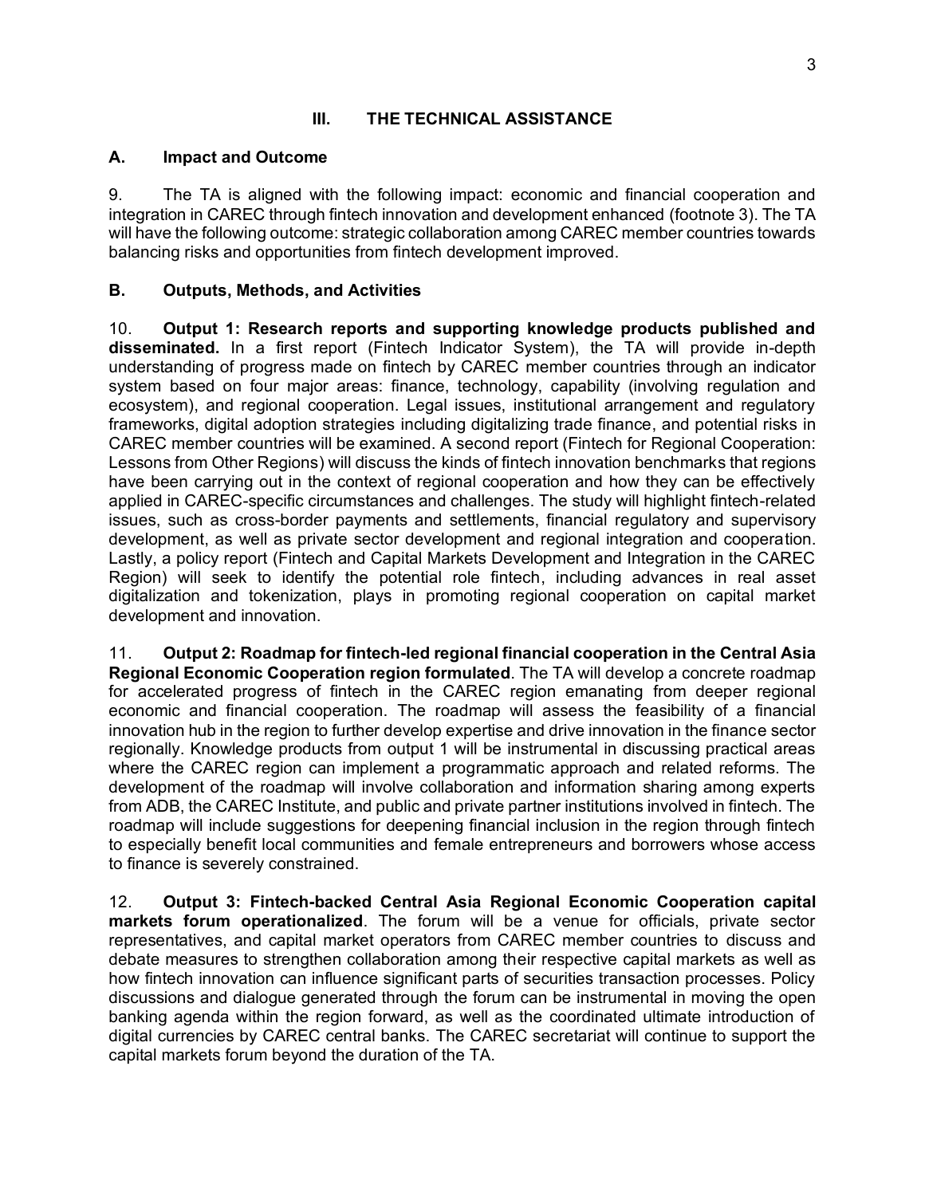## III. THE TECHNICAL ASSISTANCE

### A. Impact and Outcome

9. The TA is aligned with the following impact: economic and financial cooperation and integration in CAREC through fintech innovation and development enhanced (footnote 3). The TA will have the following outcome: strategic collaboration among CAREC member countries towards balancing risks and opportunities from fintech development improved.

### B. Outputs, Methods, and Activities

10. **Output 1: Research reports and supporting knowledge products published and disseminated.** In a first report (Fintech Indicator System), the TA will provide in-depth understanding of progress made on fintech by CAREC member countries through an indicator system based on four major areas: finance, technology, capability (involving regulation and ecosystem), and regional cooperation. Legal issues, institutional arrangement and regulatory frameworks, digital adoption strategies including digitalizing trade finance, and potential risks in CAREC member countries will be examined. A second report (Fintech for Regional Cooperation: Lessons from Other Regions) will discuss the kinds of fintech innovation benchmarks that regions have been carrying out in the context of regional cooperation and how they can be effectively applied in CAREC-specific circumstances and challenges. The study will highlight fintech-related issues, such as cross-border payments and settlements, financial regulatory and supervisory development, as well as private sector development and regional integration and cooperation. Lastly, a policy report (Fintech and Capital Markets Development and Integration in the CAREC Region) will seek to identify the potential role fintech, including advances in real asset digitalization and tokenization, plays in promoting regional cooperation on capital market development and innovation.

11. **Output 2: Roadmap for fintech-led regional financial cooperation in the Central Asia Regional Economic Cooperation region formulated**. The TA will develop a concrete roadmap for accelerated progress of fintech in the CAREC region emanating from deeper regional economic and financial cooperation. The roadmap will assess the feasibility of a financial innovation hub in the region to further develop expertise and drive innovation in the finance sector regionally. Knowledge products from output 1 will be instrumental in discussing practical areas where the CAREC region can implement a programmatic approach and related reforms. The development of the roadmap will involve collaboration and information sharing among experts from ADB, the CAREC Institute, and public and private partner institutions involved in fintech. The roadmap will include suggestions for deepening financial inclusion in the region through fintech to especially benefit local communities and female entrepreneurs and borrowers whose access to finance is severely constrained.

12. **Output 3: Fintech-backed Central Asia Regional Economic Cooperation capital markets forum operationalized**. The forum will be a venue for officials, private sector representatives, and capital market operators from CAREC member countries to discuss and debate measures to strengthen collaboration among their respective capital markets as well as how fintech innovation can influence significant parts of securities transaction processes. Policy discussions and dialogue generated through the forum can be instrumental in moving the open banking agenda within the region forward, as well as the coordinated ultimate introduction of digital currencies by CAREC central banks. The CAREC secretariat will continue to support the capital markets forum beyond the duration of the TA.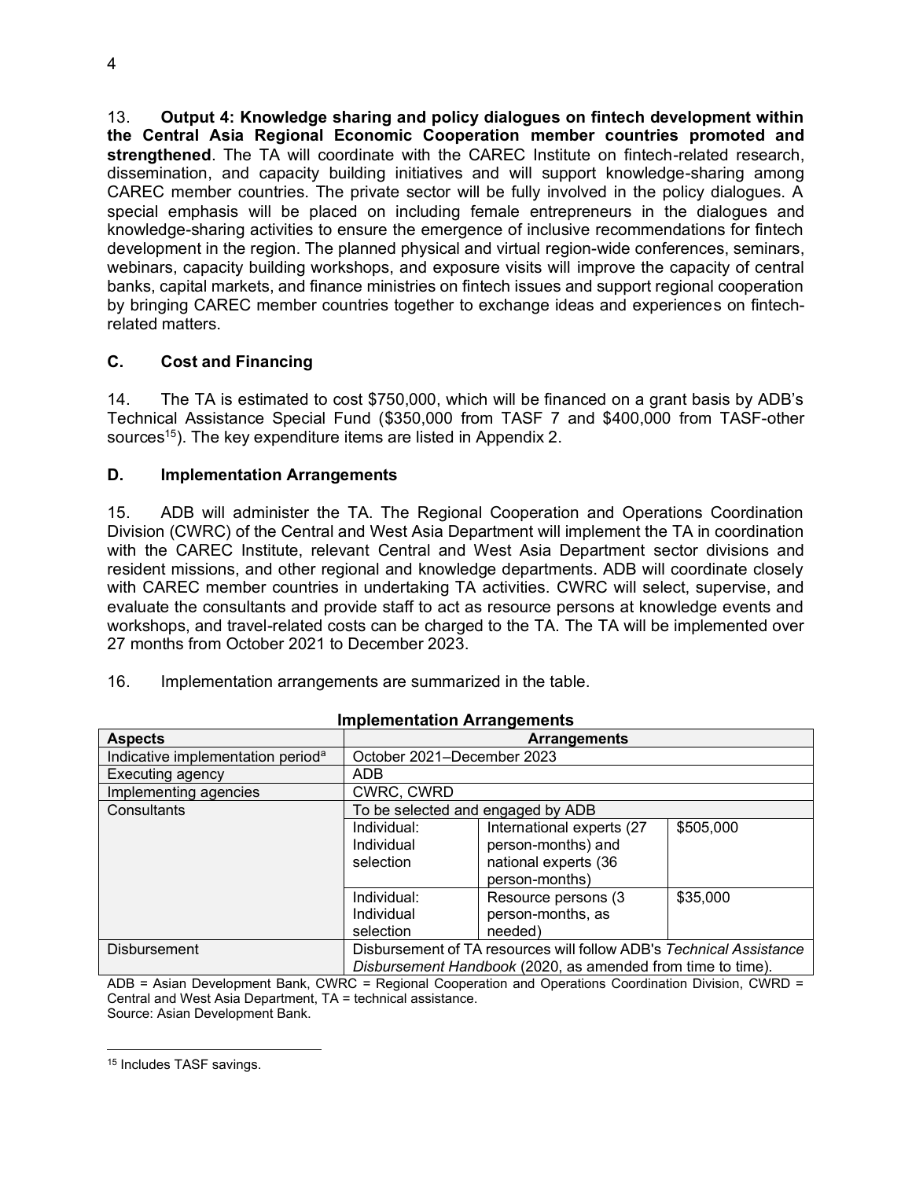13. **Output 4: Knowledge sharing and policy dialogues on fintech development within the Central Asia Regional Economic Cooperation member countries promoted and strengthened**. The TA will coordinate with the CAREC Institute on fintech-related research, dissemination, and capacity building initiatives and will support knowledge-sharing among CAREC member countries. The private sector will be fully involved in the policy dialogues. A special emphasis will be placed on including female entrepreneurs in the dialogues and knowledge-sharing activities to ensure the emergence of inclusive recommendations for fintech development in the region. The planned physical and virtual region-wide conferences, seminars, webinars, capacity building workshops, and exposure visits will improve the capacity of central banks, capital markets, and finance ministries on fintech issues and support regional cooperation by bringing CAREC member countries together to exchange ideas and experiences on fintech-related matters.

## C. Cost and Financing

14. The TA is estimated to cost $750,000, which will be financed on a grant basis by ADB's Technical Assistance Special Fund ($350,000 from TASF 7 and $400,000 from TASF-other sources[15]). The key expenditure items are listed in Appendix 2.

## D. Implementation Arrangements

15. ADB will administer the TA. The Regional Cooperation and Operations Coordination Division (CWRC) of the Central and West Asia Department will implement the TA in coordination with the CAREC Institute, relevant Central and West Asia Department sector divisions and resident missions, and other regional and knowledge departments. ADB will coordinate closely with CAREC member countries in undertaking TA activities. CWRC will select, supervise, and evaluate the consultants and provide staff to act as resource persons at knowledge events and workshops, and travel-related costs can be charged to the TA. The TA will be implemented over 27 months from October 2021 to December 2023.

16. Implementation arrangements are summarized in the table.

**Implementation Arrangements**

| Aspects | Arrangements | | |
|---|---|---|---|
| Indicative implementation period[a] | October 2021–December 2023 | | |
| Executing agency | ADB | | |
| Implementing agencies | CWRC, CWRD | | |
| Consultants | To be selected and engaged by ADB | | |
| | Individual: Individual selection | International experts (27 person-months) and national experts (36 person-months) | $505,000 |
| | Individual: Individual selection | Resource persons (3 person-months, as needed) | $35,000 |
| Disbursement | Disbursement of TA resources will follow ADB's *Technical Assistance Disbursement Handbook* (2020, as amended from time to time). | | |

ADB = Asian Development Bank, CWRC = Regional Cooperation and Operations Coordination Division, CWRD = Central and West Asia Department, TA = technical assistance.
Source: Asian Development Bank.

---

[15] Includes TASF savings.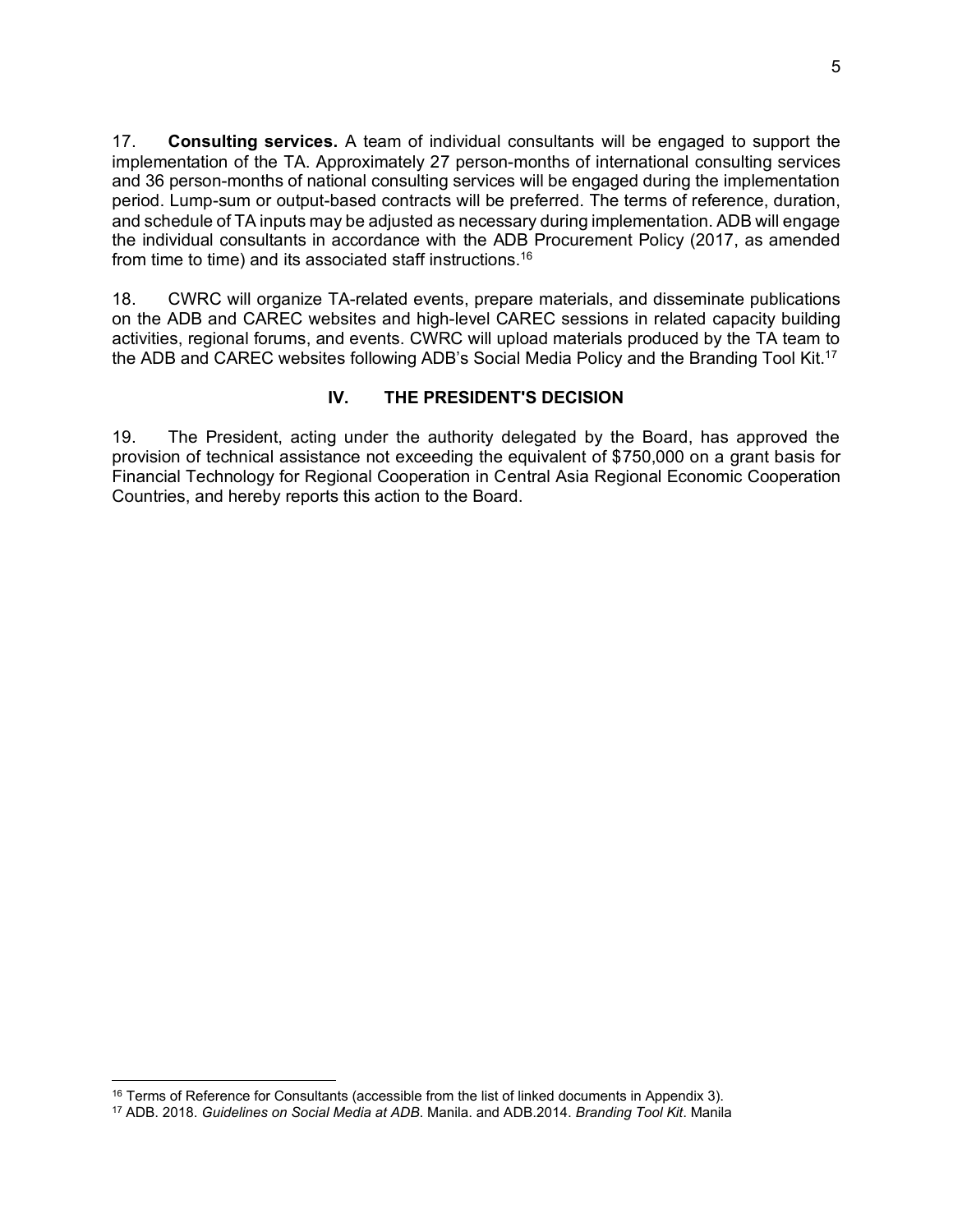17. **Consulting services.** A team of individual consultants will be engaged to support the implementation of the TA. Approximately 27 person-months of international consulting services and 36 person-months of national consulting services will be engaged during the implementation period. Lump-sum or output-based contracts will be preferred. The terms of reference, duration, and schedule of TA inputs may be adjusted as necessary during implementation. ADB will engage the individual consultants in accordance with the ADB Procurement Policy (2017, as amended from time to time) and its associated staff instructions.[16]

18. CWRC will organize TA-related events, prepare materials, and disseminate publications on the ADB and CAREC websites and high-level CAREC sessions in related capacity building activities, regional forums, and events. CWRC will upload materials produced by the TA team to the ADB and CAREC websites following ADB's Social Media Policy and the Branding Tool Kit.[17]

## IV. THE PRESIDENT'S DECISION

19. The President, acting under the authority delegated by the Board, has approved the provision of technical assistance not exceeding the equivalent of $750,000 on a grant basis for Financial Technology for Regional Cooperation in Central Asia Regional Economic Cooperation Countries, and hereby reports this action to the Board.

---

[16] Terms of Reference for Consultants (accessible from the list of linked documents in Appendix 3).

[17] ADB. 2018. *Guidelines on Social Media at ADB*. Manila. and ADB.2014. *Branding Tool Kit*. Manila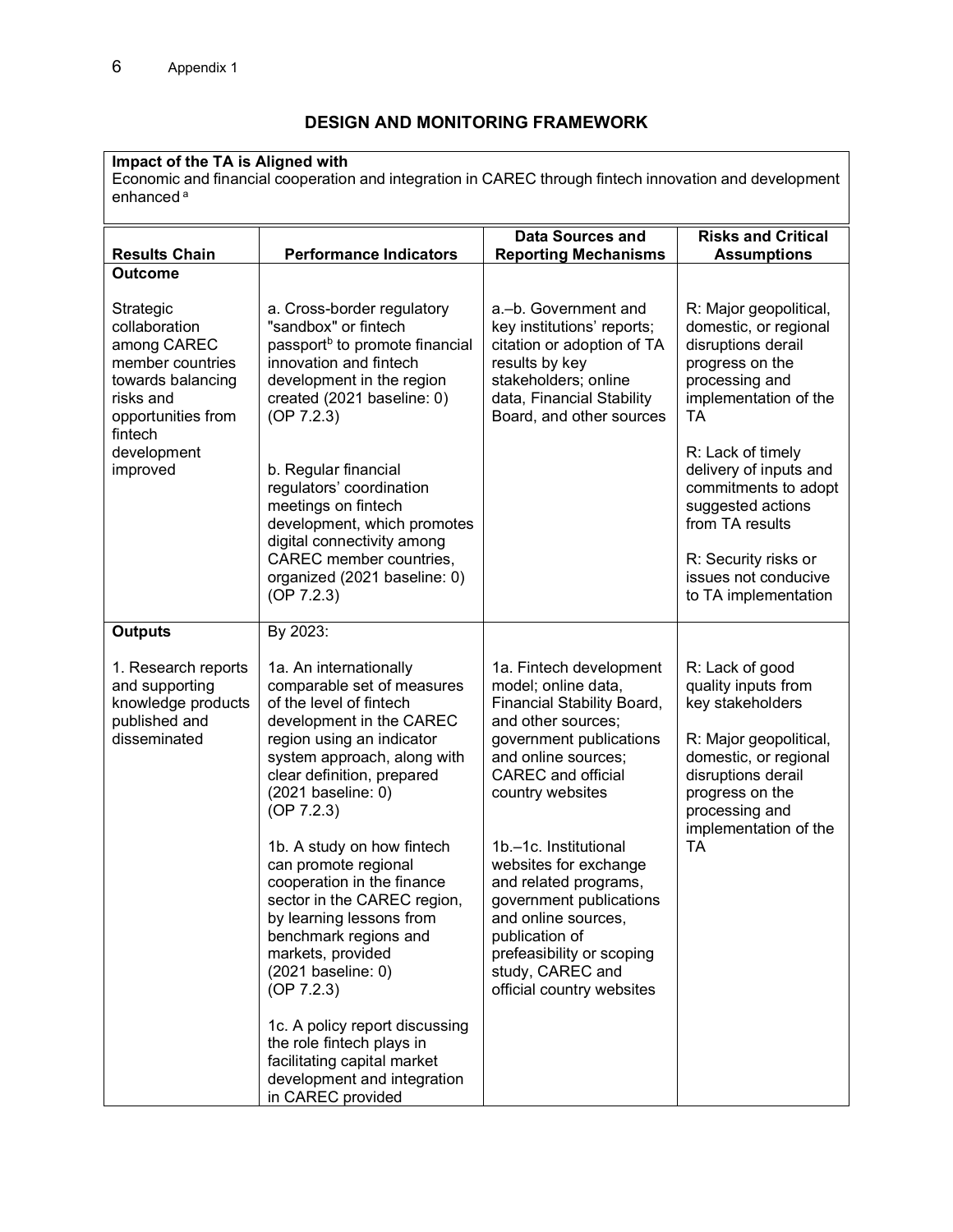## DESIGN AND MONITORING FRAMEWORK

**Impact of the TA is Aligned with**

Economic and financial cooperation and integration in CAREC through fintech innovation and development enhanced [a]

| Results Chain | Performance Indicators | Data Sources and Reporting Mechanisms | Risks and Critical Assumptions |
|---|---|---|---|
| **Outcome**<br><br>Strategic collaboration among CAREC member countries towards balancing risks and opportunities from fintech development improved | a. Cross-border regulatory "sandbox" or fintech passport[b] to promote financial innovation and fintech development in the region created (2021 baseline: 0) (OP 7.2.3)<br><br>b. Regular financial regulators' coordination meetings on fintech development, which promotes digital connectivity among CAREC member countries, organized (2021 baseline: 0) (OP 7.2.3) | a.–b. Government and key institutions' reports; citation or adoption of TA results by key stakeholders; online data, Financial Stability Board, and other sources | R: Major geopolitical, domestic, or regional disruptions derail progress on the processing and implementation of the TA<br><br>R: Lack of timely delivery of inputs and commitments to adopt suggested actions from TA results<br><br>R: Security risks or issues not conducive to TA implementation |
| **Outputs**<br><br>1. Research reports and supporting knowledge products published and disseminated | By 2023:<br><br>1a. An internationally comparable set of measures of the level of fintech development in the CAREC region using an indicator system approach, along with clear definition, prepared (2021 baseline: 0) (OP 7.2.3)<br><br>1b. A study on how fintech can promote regional cooperation in the finance sector in the CAREC region, by learning lessons from benchmark regions and markets, provided (2021 baseline: 0) (OP 7.2.3)<br><br>1c. A policy report discussing the role fintech plays in facilitating capital market development and integration in CAREC provided | 1a. Fintech development model; online data, Financial Stability Board, and other sources; government publications and online sources; CAREC and official country websites<br><br>1b.–1c. Institutional websites for exchange and related programs, government publications and online sources, publication of prefeasibility or scoping study, CAREC and official country websites | R: Lack of good quality inputs from key stakeholders<br><br>R: Major geopolitical, domestic, or regional disruptions derail progress on the processing and implementation of the TA |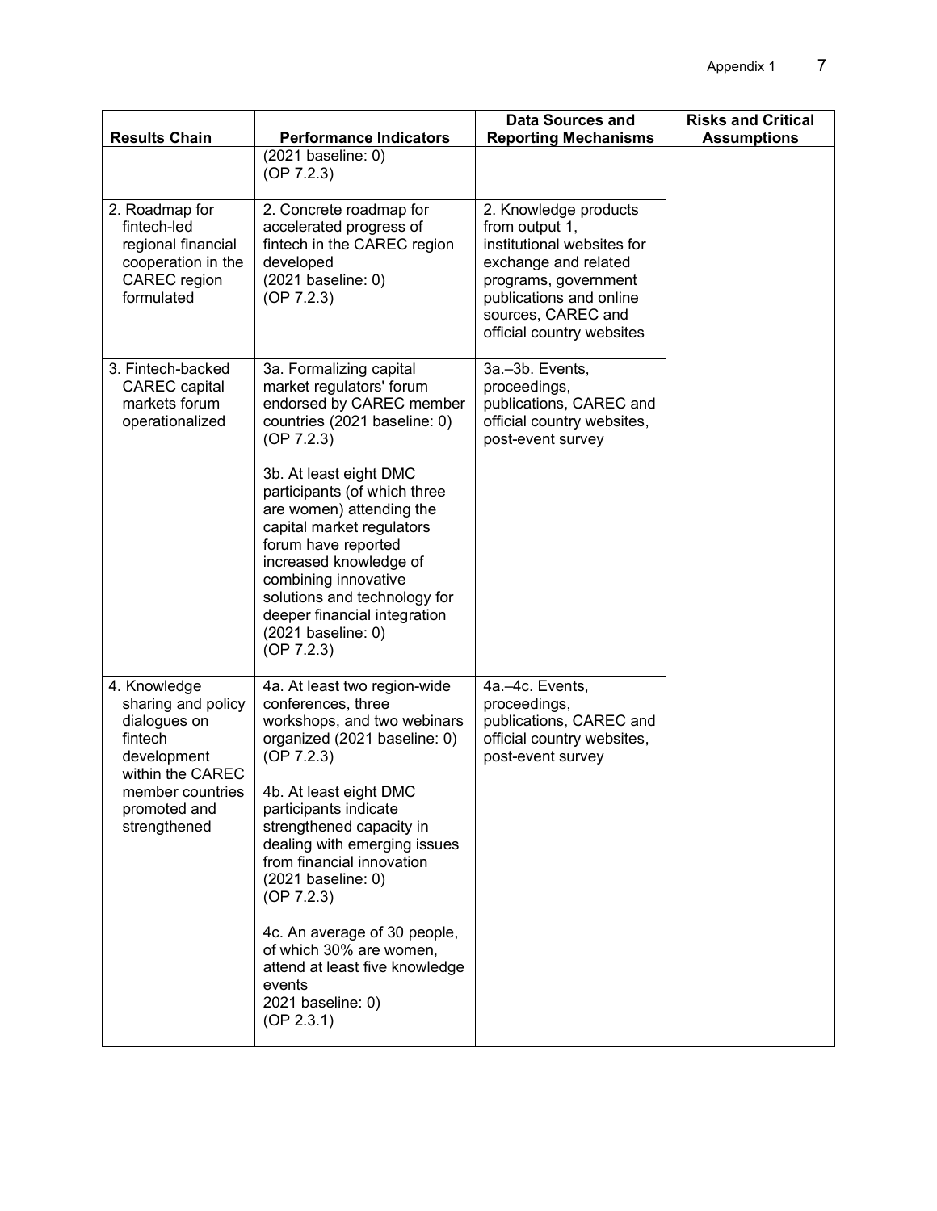| Results Chain | Performance Indicators | Data Sources and Reporting Mechanisms | Risks and Critical Assumptions |
|---|---|---|---|
| | (2021 baseline: 0) (OP 7.2.3) | | |
| 2. Roadmap for fintech-led regional financial cooperation in the CAREC region formulated | 2. Concrete roadmap for accelerated progress of fintech in the CAREC region developed (2021 baseline: 0) (OP 7.2.3) | 2. Knowledge products from output 1, institutional websites for exchange and related programs, government publications and online sources, CAREC and official country websites | |
| 3. Fintech-backed CAREC capital markets forum operationalized | 3a. Formalizing capital market regulators' forum endorsed by CAREC member countries (2021 baseline: 0) (OP 7.2.3)<br><br>3b. At least eight DMC participants (of which three are women) attending the capital market regulators forum have reported increased knowledge of combining innovative solutions and technology for deeper financial integration (2021 baseline: 0) (OP 7.2.3) | 3a.–3b. Events, proceedings, publications, CAREC and official country websites, post-event survey | |
| 4. Knowledge sharing and policy dialogues on fintech development within the CAREC member countries promoted and strengthened | 4a. At least two region-wide conferences, three workshops, and two webinars organized (2021 baseline: 0) (OP 7.2.3)<br><br>4b. At least eight DMC participants indicate strengthened capacity in dealing with emerging issues from financial innovation (2021 baseline: 0) (OP 7.2.3)<br><br>4c. An average of 30 people, of which 30% are women, attend at least five knowledge events 2021 baseline: 0) (OP 2.3.1) | 4a.–4c. Events, proceedings, publications, CAREC and official country websites, post-event survey | |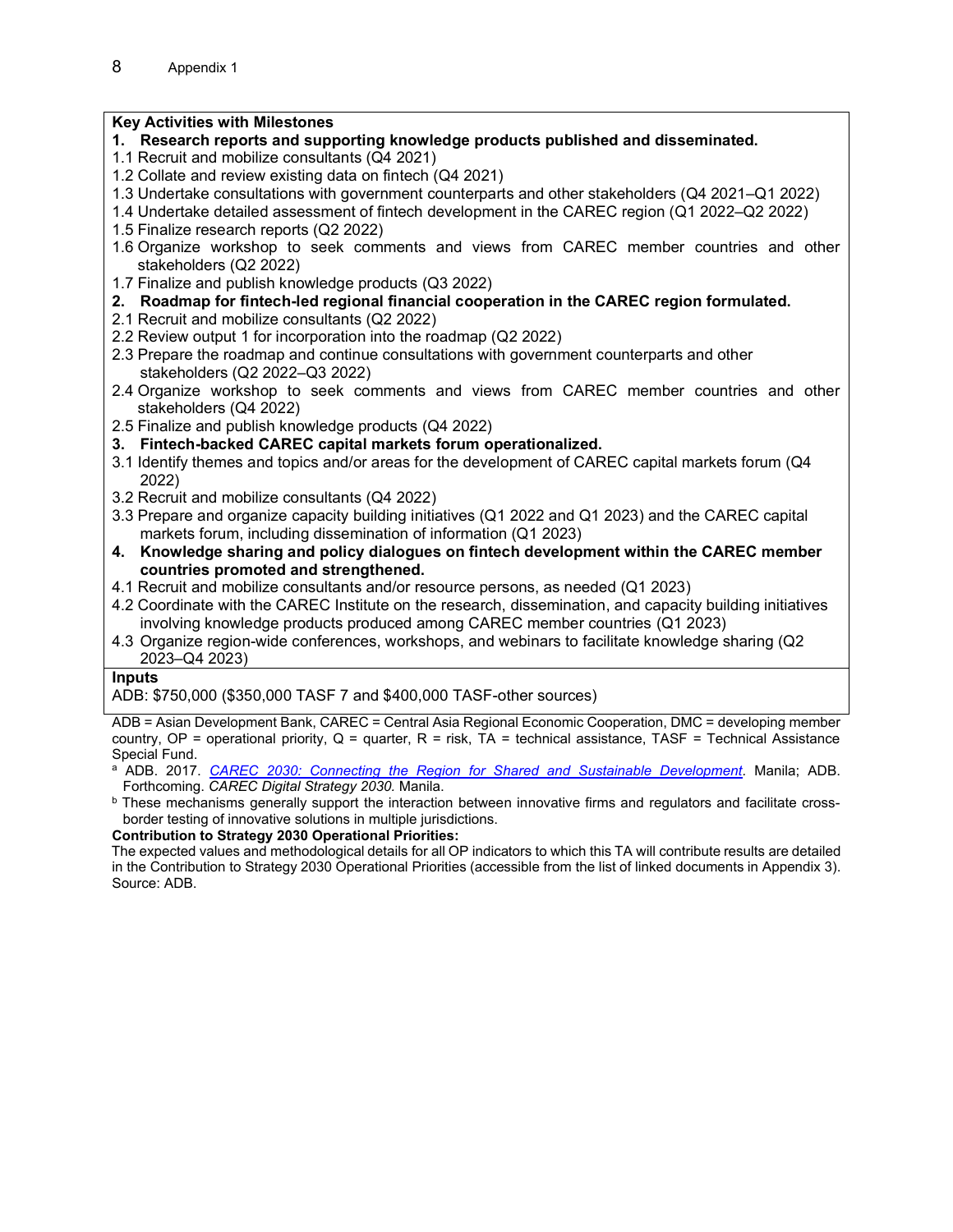**Key Activities with Milestones**

**1. Research reports and supporting knowledge products published and disseminated.**

1.1 Recruit and mobilize consultants (Q4 2021)
1.2 Collate and review existing data on fintech (Q4 2021)
1.3 Undertake consultations with government counterparts and other stakeholders (Q4 2021–Q1 2022)
1.4 Undertake detailed assessment of fintech development in the CAREC region (Q1 2022–Q2 2022)
1.5 Finalize research reports (Q2 2022)
1.6 Organize workshop to seek comments and views from CAREC member countries and other stakeholders (Q2 2022)
1.7 Finalize and publish knowledge products (Q3 2022)

**2. Roadmap for fintech-led regional financial cooperation in the CAREC region formulated.**

2.1 Recruit and mobilize consultants (Q2 2022)
2.2 Review output 1 for incorporation into the roadmap (Q2 2022)
2.3 Prepare the roadmap and continue consultations with government counterparts and other stakeholders (Q2 2022–Q3 2022)
2.4 Organize workshop to seek comments and views from CAREC member countries and other stakeholders (Q4 2022)
2.5 Finalize and publish knowledge products (Q4 2022)

**3. Fintech-backed CAREC capital markets forum operationalized.**

3.1 Identify themes and topics and/or areas for the development of CAREC capital markets forum (Q4 2022)
3.2 Recruit and mobilize consultants (Q4 2022)
3.3 Prepare and organize capacity building initiatives (Q1 2022 and Q1 2023) and the CAREC capital markets forum, including dissemination of information (Q1 2023)

**4. Knowledge sharing and policy dialogues on fintech development within the CAREC member countries promoted and strengthened.**

4.1 Recruit and mobilize consultants and/or resource persons, as needed (Q1 2023)
4.2 Coordinate with the CAREC Institute on the research, dissemination, and capacity building initiatives involving knowledge products produced among CAREC member countries (Q1 2023)
4.3 Organize region-wide conferences, workshops, and webinars to facilitate knowledge sharing (Q2 2023–Q4 2023)

**Inputs**

ADB: $750,000 ($350,000 TASF 7 and $400,000 TASF-other sources)

ADB = Asian Development Bank, CAREC = Central Asia Regional Economic Cooperation, DMC = developing member country, OP = operational priority, Q = quarter, R = risk, TA = technical assistance, TASF = Technical Assistance Special Fund.

[a] ADB. 2017. *CAREC 2030: Connecting the Region for Shared and Sustainable Development*. Manila; ADB. Forthcoming. *CAREC Digital Strategy 2030.* Manila.

[b] These mechanisms generally support the interaction between innovative firms and regulators and facilitate cross-border testing of innovative solutions in multiple jurisdictions.

**Contribution to Strategy 2030 Operational Priorities:**

The expected values and methodological details for all OP indicators to which this TA will contribute results are detailed in the Contribution to Strategy 2030 Operational Priorities (accessible from the list of linked documents in Appendix 3).

Source: ADB.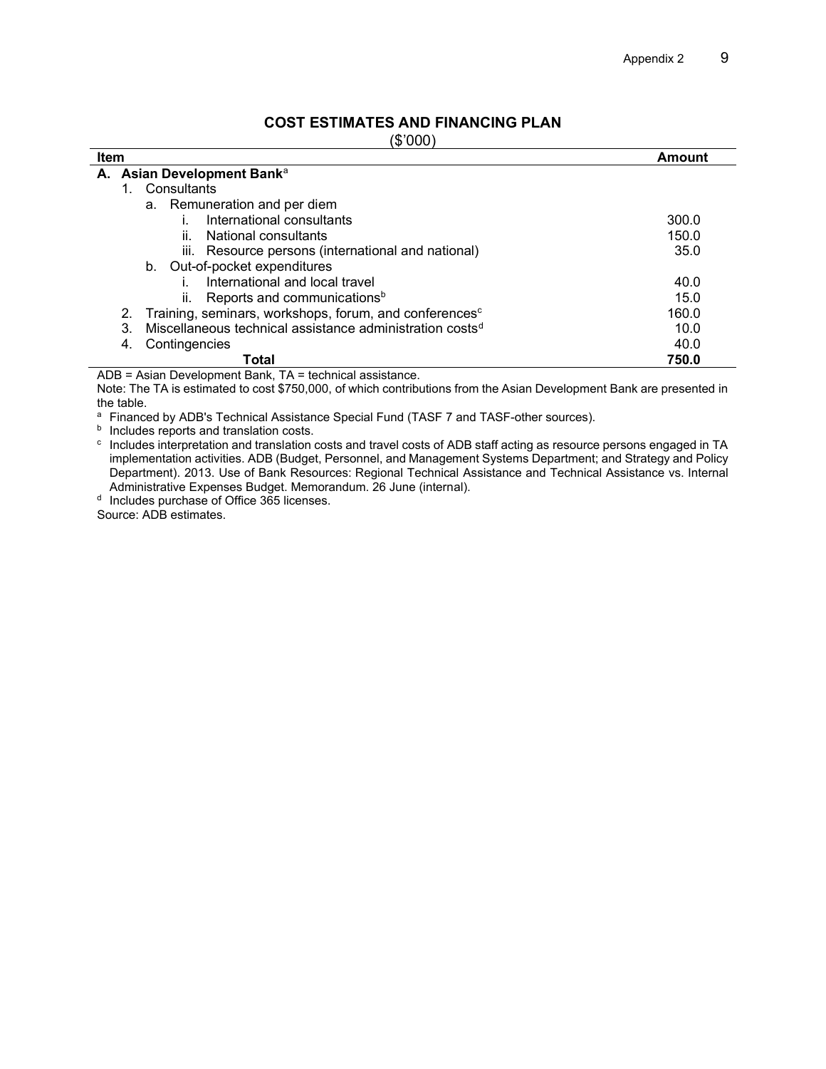## COST ESTIMATES AND FINANCING PLAN

($'000)

| Item | Amount |
|---|---|
| **A. Asian Development Bank**[a] | |
| 1. Consultants | |
| a. Remuneration and per diem | |
| i. International consultants | 300.0 |
| ii. National consultants | 150.0 |
| iii. Resource persons (international and national) | 35.0 |
| b. Out-of-pocket expenditures | |
| i. International and local travel | 40.0 |
| ii. Reports and communications[b] | 15.0 |
| 2. Training, seminars, workshops, forum, and conferences[c] | 160.0 |
| 3. Miscellaneous technical assistance administration costs[d] | 10.0 |
| 4. Contingencies | 40.0 |
| **Total** | **750.0** |

ADB = Asian Development Bank, TA = technical assistance.

Note: The TA is estimated to cost $750,000, of which contributions from the Asian Development Bank are presented in the table.

[a] Financed by ADB's Technical Assistance Special Fund (TASF 7 and TASF-other sources).

[b] Includes reports and translation costs.

[c] Includes interpretation and translation costs and travel costs of ADB staff acting as resource persons engaged in TA implementation activities. ADB (Budget, Personnel, and Management Systems Department; and Strategy and Policy Department). 2013. Use of Bank Resources: Regional Technical Assistance and Technical Assistance vs. Internal Administrative Expenses Budget. Memorandum. 26 June (internal).

[d] Includes purchase of Office 365 licenses.

Source: ADB estimates.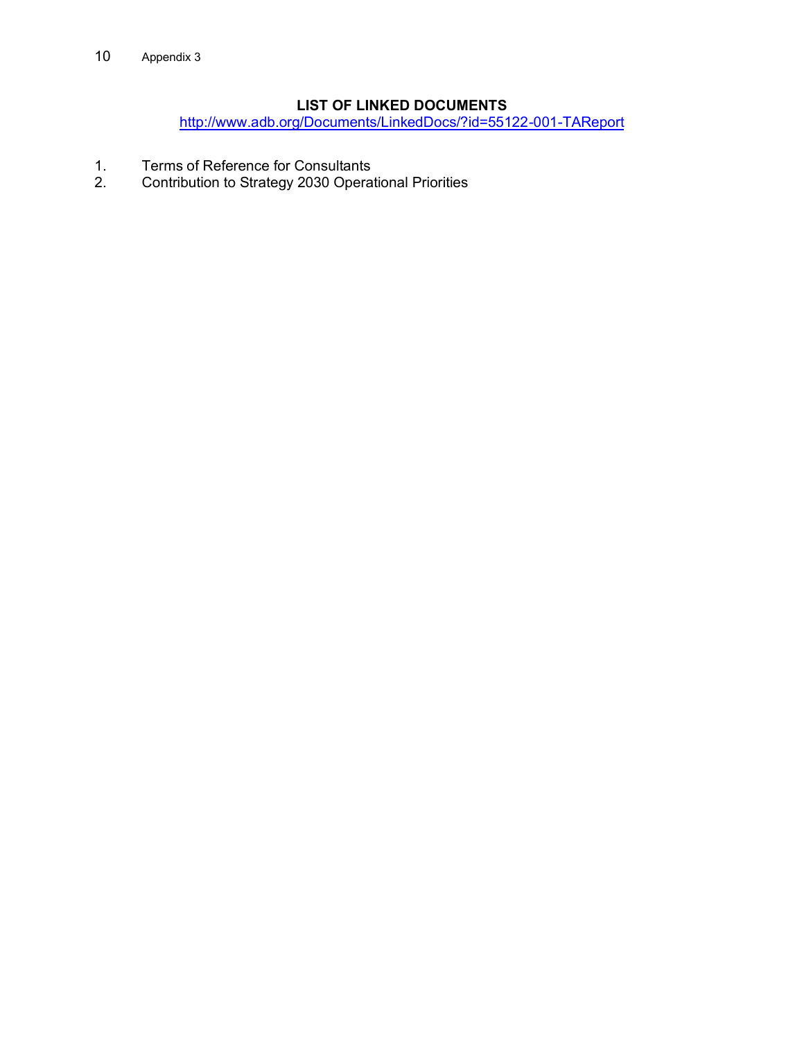**LIST OF LINKED DOCUMENTS**

http://www.adb.org/Documents/LinkedDocs/?id=55122-001-TAReport

1. Terms of Reference for Consultants
2. Contribution to Strategy 2030 Operational Priorities